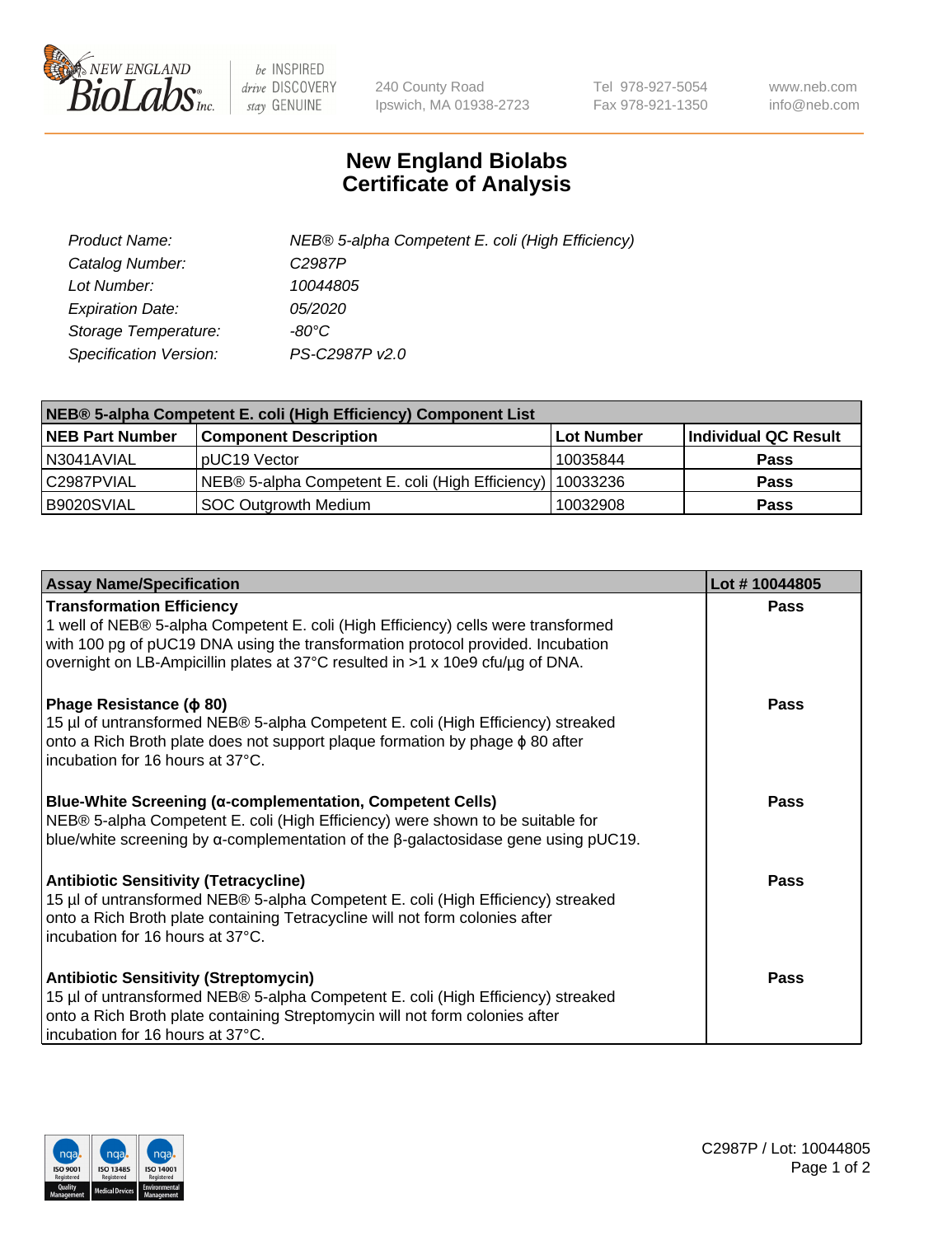# New England Biolabs Certificate of Analysis

| | |
|---|---|
| *Product Name:* | *NEB® 5-alpha Competent E. coli (High Efficiency)* |
| *Catalog Number:* | *C2987P* |
| *Lot Number:* | *10044805* |
| *Expiration Date:* | *05/2020* |
| *Storage Temperature:* | *-80°C* |
| *Specification Version:* | *PS-C2987P v2.0* |

| NEB® 5-alpha Competent E. coli (High Efficiency) Component List | | | |
|---|---|---|---|
| **NEB Part Number** | **Component Description** | **Lot Number** | **Individual QC Result** |
| N3041AVIAL | pUC19 Vector | 10035844 | **Pass** |
| C2987PVIAL | NEB® 5-alpha Competent E. coli (High Efficiency) | 10033236 | **Pass** |
| B9020SVIAL | SOC Outgrowth Medium | 10032908 | **Pass** |

| Assay Name/Specification | Lot # 10044805 |
|---|---|
| **Transformation Efficiency**<br>1 well of NEB® 5-alpha Competent E. coli (High Efficiency) cells were transformed with 100 pg of pUC19 DNA using the transformation protocol provided. Incubation overnight on LB-Ampicillin plates at 37°C resulted in >1 x 10e9 cfu/µg of DNA. | **Pass** |
| **Phage Resistance (ϕ 80)**<br>15 µl of untransformed NEB® 5-alpha Competent E. coli (High Efficiency) streaked onto a Rich Broth plate does not support plaque formation by phage ϕ 80 after incubation for 16 hours at 37°C. | **Pass** |
| **Blue-White Screening (α-complementation, Competent Cells)**<br>NEB® 5-alpha Competent E. coli (High Efficiency) were shown to be suitable for blue/white screening by α-complementation of the β-galactosidase gene using pUC19. | **Pass** |
| **Antibiotic Sensitivity (Tetracycline)**<br>15 µl of untransformed NEB® 5-alpha Competent E. coli (High Efficiency) streaked onto a Rich Broth plate containing Tetracycline will not form colonies after incubation for 16 hours at 37°C. | **Pass** |
| **Antibiotic Sensitivity (Streptomycin)**<br>15 µl of untransformed NEB® 5-alpha Competent E. coli (High Efficiency) streaked onto a Rich Broth plate containing Streptomycin will not form colonies after incubation for 16 hours at 37°C. | **Pass** |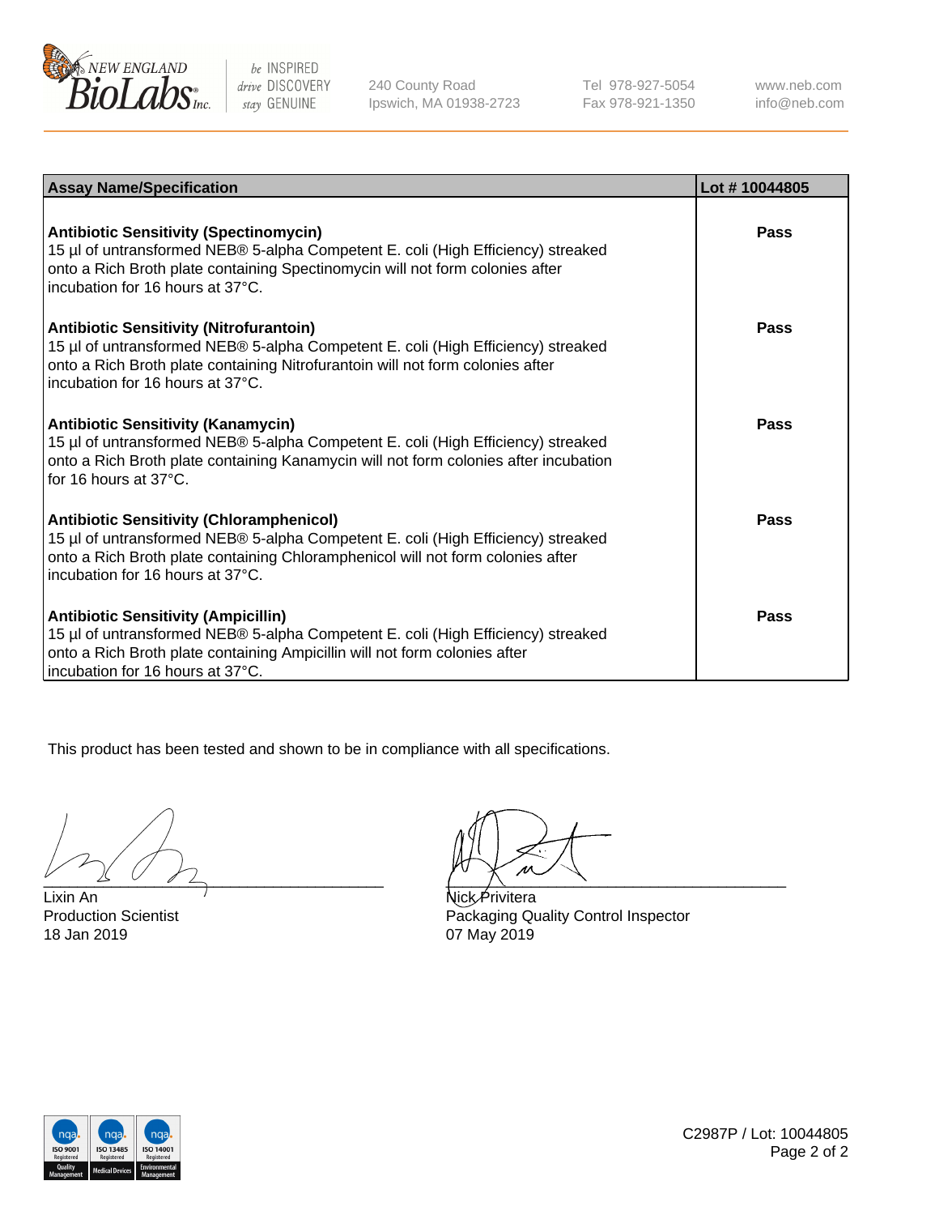| Assay Name/Specification | Lot # 10044805 |
| --- | --- |
| **Antibiotic Sensitivity (Spectinomycin)**<br>15 µl of untransformed NEB® 5-alpha Competent E. coli (High Efficiency) streaked onto a Rich Broth plate containing Spectinomycin will not form colonies after incubation for 16 hours at 37°C. | **Pass** |
| **Antibiotic Sensitivity (Nitrofurantoin)**<br>15 µl of untransformed NEB® 5-alpha Competent E. coli (High Efficiency) streaked onto a Rich Broth plate containing Nitrofurantoin will not form colonies after incubation for 16 hours at 37°C. | **Pass** |
| **Antibiotic Sensitivity (Kanamycin)**<br>15 µl of untransformed NEB® 5-alpha Competent E. coli (High Efficiency) streaked onto a Rich Broth plate containing Kanamycin will not form colonies after incubation for 16 hours at 37°C. | **Pass** |
| **Antibiotic Sensitivity (Chloramphenicol)**<br>15 µl of untransformed NEB® 5-alpha Competent E. coli (High Efficiency) streaked onto a Rich Broth plate containing Chloramphenicol will not form colonies after incubation for 16 hours at 37°C. | **Pass** |
| **Antibiotic Sensitivity (Ampicillin)**<br>15 µl of untransformed NEB® 5-alpha Competent E. coli (High Efficiency) streaked onto a Rich Broth plate containing Ampicillin will not form colonies after incubation for 16 hours at 37°C. | **Pass** |

This product has been tested and shown to be in compliance with all specifications.

Lixin An
Production Scientist
18 Jan 2019

Nick Privitera
Packaging Quality Control Inspector
07 May 2019

C2987P / Lot: 10044805